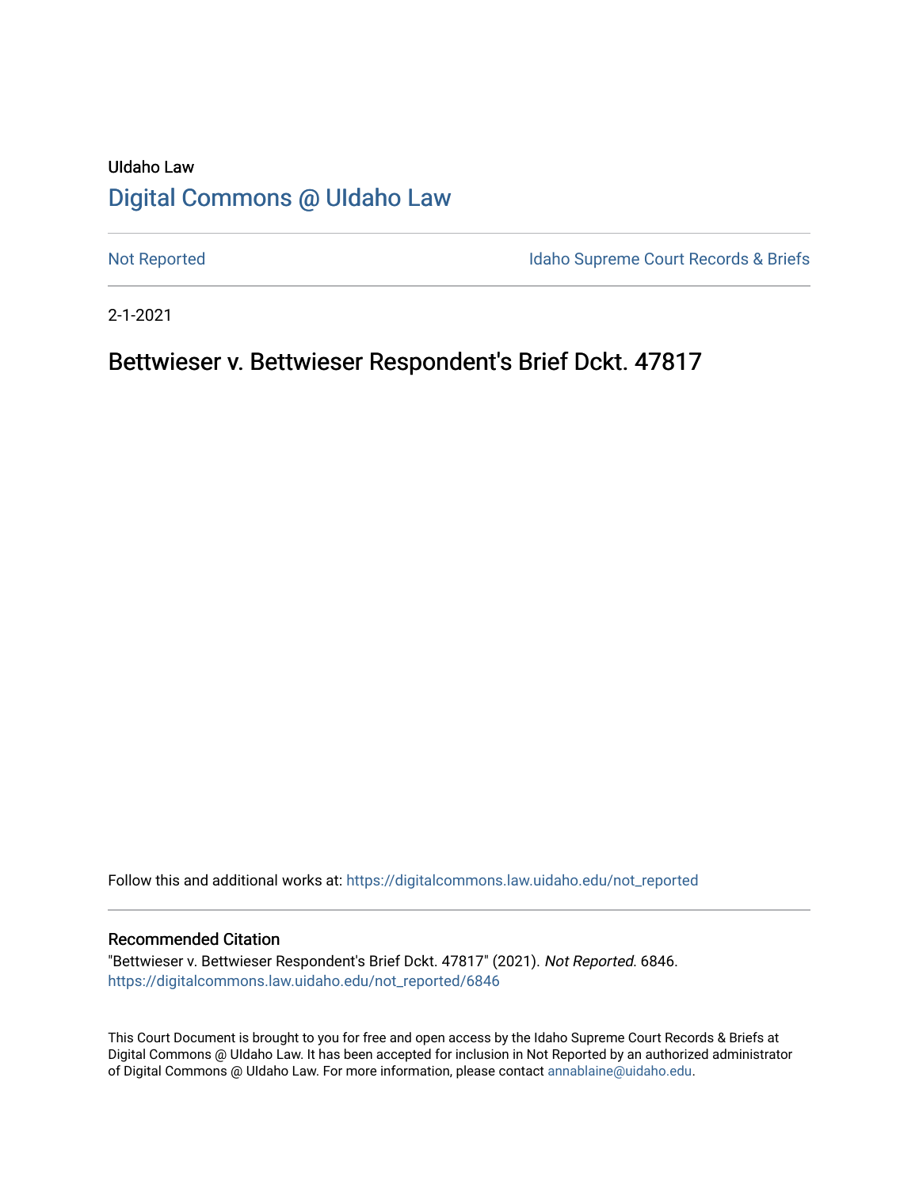UIdaho Law

# Digital Commons @ UIdaho Law

Not Reported

Idaho Supreme Court Records & Briefs

2-1-2021

## Bettwieser v. Bettwieser Respondent's Brief Dckt. 47817

Follow this and additional works at: https://digitalcommons.law.uidaho.edu/not_reported

### Recommended Citation

"Bettwieser v. Bettwieser Respondent's Brief Dckt. 47817" (2021). *Not Reported*. 6846.
https://digitalcommons.law.uidaho.edu/not_reported/6846

This Court Document is brought to you for free and open access by the Idaho Supreme Court Records & Briefs at Digital Commons @ UIdaho Law. It has been accepted for inclusion in Not Reported by an authorized administrator of Digital Commons @ UIdaho Law. For more information, please contact annablaine@uidaho.edu.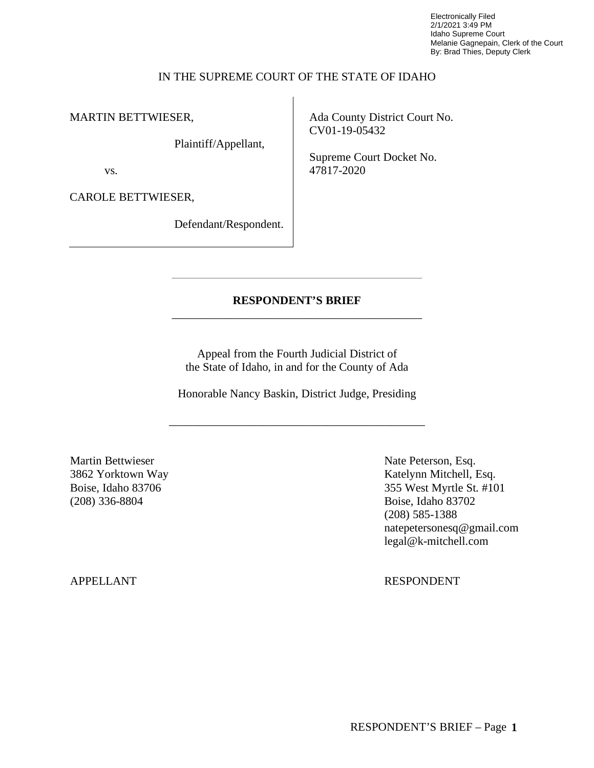Electronically Filed
2/1/2021 3:49 PM
Idaho Supreme Court
Melanie Gagnepain, Clerk of the Court
By: Brad Thies, Deputy Clerk

IN THE SUPREME COURT OF THE STATE OF IDAHO

| | |
|---|---|
| MARTIN BETTWIESER,<br><br>Plaintiff/Appellant,<br><br>vs.<br><br>CAROLE BETTWIESER,<br><br>Defendant/Respondent. | Ada County District Court No. CV01-19-05432<br><br>Supreme Court Docket No. 47817-2020 |

**RESPONDENT'S BRIEF**

Appeal from the Fourth Judicial District of the State of Idaho, in and for the County of Ada

Honorable Nancy Baskin, District Judge, Presiding

| | |
|---|---|
| Martin Bettwieser<br>3862 Yorktown Way<br>Boise, Idaho 83706<br>(208) 336-8804 | Nate Peterson, Esq.<br>Katelynn Mitchell, Esq.<br>355 West Myrtle St. #101<br>Boise, Idaho 83702<br>(208) 585-1388<br>natepetersonesq@gmail.com<br>legal@k-mitchell.com |
| APPELLANT | RESPONDENT |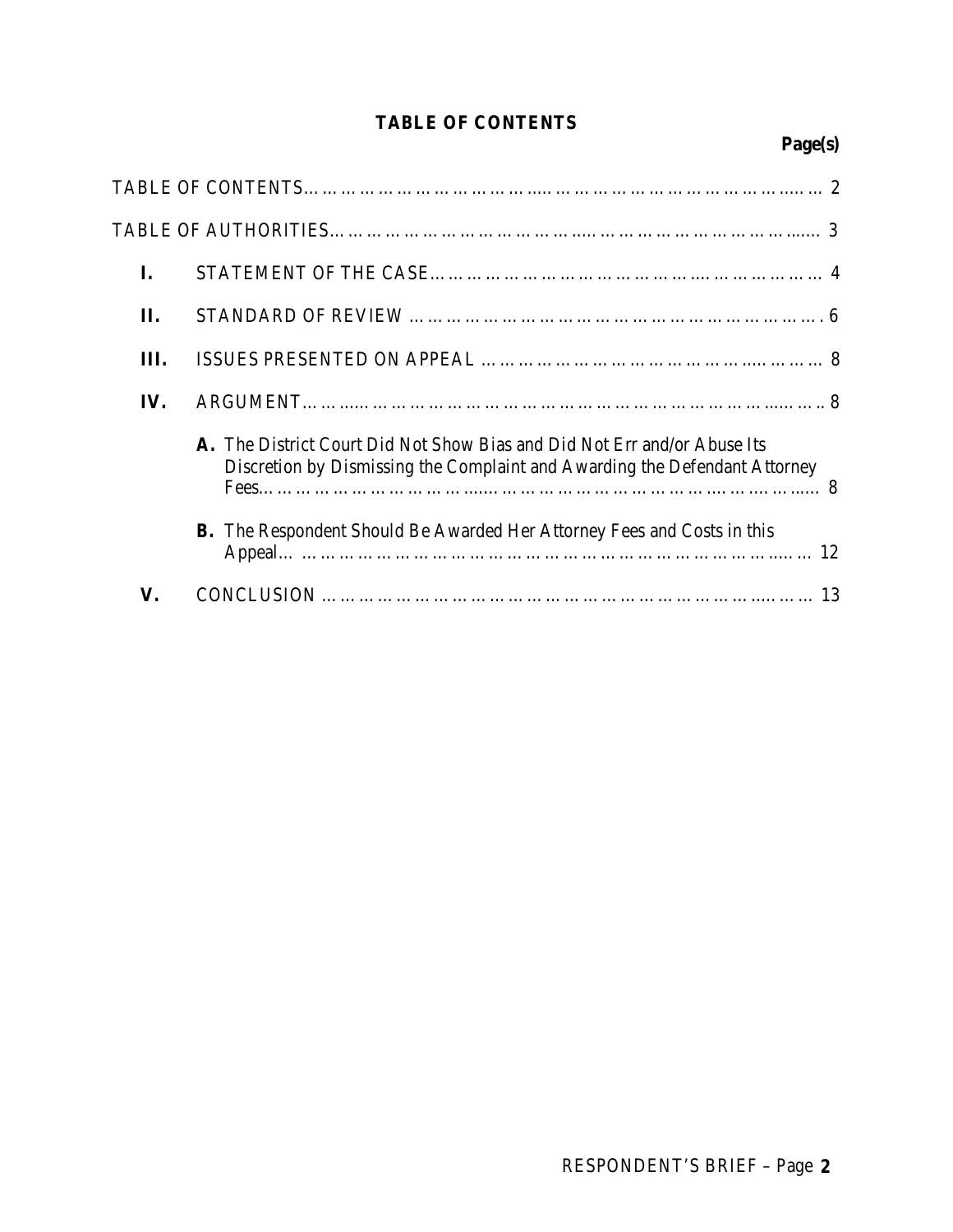# TABLE OF CONTENTS

**Page(s)**

TABLE OF CONTENTS ............................................................................................ 2

TABLE OF AUTHORITIES ....................................................................................... 3

**I.** STATEMENT OF THE CASE ............................................................................ 4

**II.** STANDARD OF REVIEW ................................................................................ 6

**III.** ISSUES PRESENTED ON APPEAL ................................................................ 8

**IV.** ARGUMENT ................................................................................................ 8

**A.** The District Court Did Not Show Bias and Did Not Err and/or Abuse Its Discretion by Dismissing the Complaint and Awarding the Defendant Attorney Fees ................................................................................................ 8

**B.** The Respondent Should Be Awarded Her Attorney Fees and Costs in this Appeal ................................................................................................ 12

**V.** CONCLUSION ............................................................................................... 13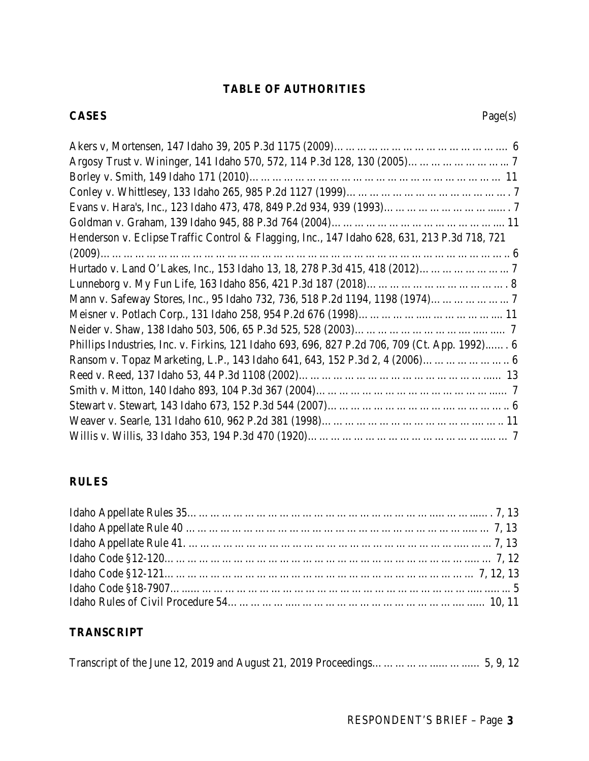## TABLE OF AUTHORITIES

**CASES** Page(s)

Akers v, Mortensen, 147 Idaho 39, 205 P.3d 1175 (2009)… … … … … … … … … … … … … … …. 6
Argosy Trust v. Wininger, 141 Idaho 570, 572, 114 P.3d 128, 130 (2005)… … … … … … … … .. 7
Borley v. Smith, 149 Idaho 171 (2010)… … … … … … … … … … … … … … … … … … … … … … 11
Conley v. Whittlesey, 133 Idaho 265, 985 P.2d 1127 (1999)… … … … … … … … … … … … … … . 7
Evans v. Hara's, Inc., 123 Idaho 473, 478, 849 P.2d 934, 939 (1993)… … … … … … … … … …... . 7
Goldman v. Graham, 139 Idaho 945, 88 P.3d 764 (2004)… … … … … … … … … … … … … … …. 11
Henderson v. Eclipse Traffic Control & Flagging, Inc., 147 Idaho 628, 631, 213 P.3d 718, 721 (2009)… … … … … … … … … … … … … … … … … … … … … … … … … … … … … … … … .. 6
Hurtado v. Land O'Lakes, Inc., 153 Idaho 13, 18, 278 P.3d 415, 418 (2012)… … … … … … … .. 7
Lunneborg v. My Fun Life, 163 Idaho 856, 421 P.3d 187 (2018)… … … … … … … … … … … … . 8
Mann v. Safeway Stores, Inc., 95 Idaho 732, 736, 518 P.2d 1194, 1198 (1974)… … … … … … … 7
Meisner v. Potlach Corp., 131 Idaho 258, 954 P.2d 676 (1998)… … … … … ..… … … … … …. 11
Neider v. Shaw, 138 Idaho 503, 506, 65 P.3d 525, 528 (2003)… … … … … … … … …. ….. ….. 7
Phillips Industries, Inc. v. Firkins, 121 Idaho 693, 696, 827 P.2d 706, 709 (Ct. App. 1992)…… . 6
Ransom v. Topaz Marketing, L.P., 143 Idaho 641, 643, 152 P.3d 2, 4 (2006)… … … … … … .. 6
Reed v. Reed, 137 Idaho 53, 44 P.3d 1108 (2002)… … … … … … … … … … … … … … …... 13
Smith v. Mitton, 140 Idaho 893, 104 P.3d 367 (2004)… … … … … … … … … … … … … …... 7
Stewart v. Stewart, 143 Idaho 673, 152 P.3d 544 (2007)… … … … … … … … … …. … … … .. 6
Weaver v. Searle, 131 Idaho 610, 962 P.2d 381 (1998)… … … … … … … … … … … …. … .. 11
Willis v. Willis, 33 Idaho 353, 194 P.3d 470 (1920)… … … … … … … … … … … … … …... … 7

**RULES**

Idaho Appellate Rules 35… … … … … … … … … … … … … … … … … … … ….. … … …... . 7, 13
Idaho Appellate Rule 40 … … … … … … … … … … … … … … … … … … … … … …... … 7, 13
Idaho Appellate Rule 41. … … … … … … … … … … … … … … … … … … … ….. … … 7, 13
Idaho Code §12-120… … … … … … … … … … … … … … … … … … … … … … …... … 7, 12
Idaho Code §12-121… … … … … … … … … … … … … … … … … … … … … … … 7, 12, 13
Idaho Code §18-7907… ...... … … … … … … … … … … … … … … … … … … … ….. ….. … 5
Idaho Rules of Civil Procedure 54… … … … … ….. … … … … … … … … … … …. …... 10, 11

**TRANSCRIPT**

Transcript of the June 12, 2019 and August 21, 2019 Proceedings… … … … … …... … …... 5, 9, 12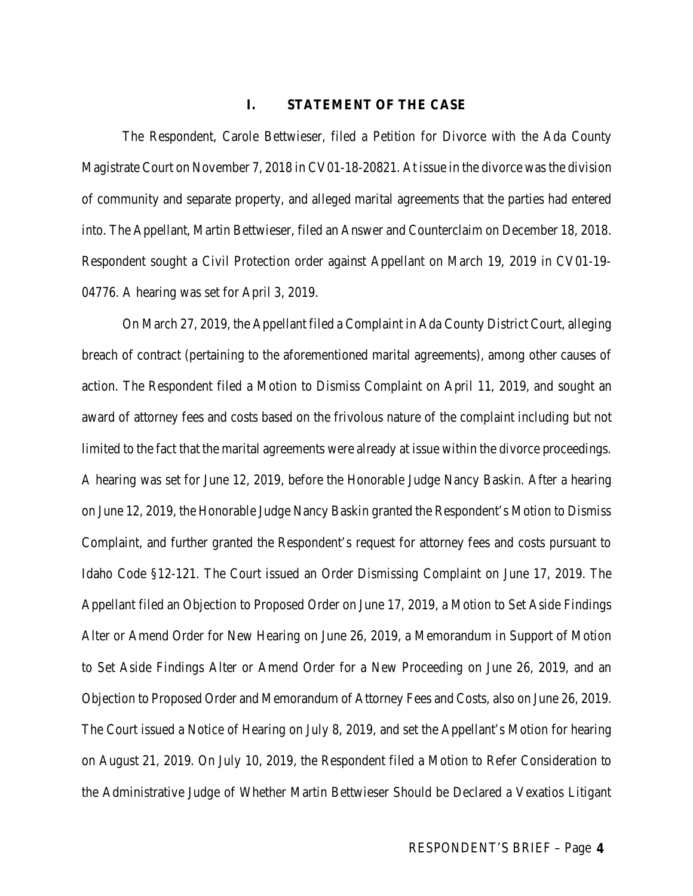## I. STATEMENT OF THE CASE

The Respondent, Carole Bettwieser, filed a Petition for Divorce with the Ada County Magistrate Court on November 7, 2018 in CV01-18-20821. At issue in the divorce was the division of community and separate property, and alleged marital agreements that the parties had entered into. The Appellant, Martin Bettwieser, filed an Answer and Counterclaim on December 18, 2018. Respondent sought a Civil Protection order against Appellant on March 19, 2019 in CV01-19-04776. A hearing was set for April 3, 2019.

On March 27, 2019, the Appellant filed a Complaint in Ada County District Court, alleging breach of contract (pertaining to the aforementioned marital agreements), among other causes of action. The Respondent filed a Motion to Dismiss Complaint on April 11, 2019, and sought an award of attorney fees and costs based on the frivolous nature of the complaint including but not limited to the fact that the marital agreements were already at issue within the divorce proceedings. A hearing was set for June 12, 2019, before the Honorable Judge Nancy Baskin. After a hearing on June 12, 2019, the Honorable Judge Nancy Baskin granted the Respondent's Motion to Dismiss Complaint, and further granted the Respondent's request for attorney fees and costs pursuant to Idaho Code §12-121. The Court issued an Order Dismissing Complaint on June 17, 2019. The Appellant filed an Objection to Proposed Order on June 17, 2019, a Motion to Set Aside Findings Alter or Amend Order for New Hearing on June 26, 2019, a Memorandum in Support of Motion to Set Aside Findings Alter or Amend Order for a New Proceeding on June 26, 2019, and an Objection to Proposed Order and Memorandum of Attorney Fees and Costs, also on June 26, 2019. The Court issued a Notice of Hearing on July 8, 2019, and set the Appellant's Motion for hearing on August 21, 2019. On July 10, 2019, the Respondent filed a Motion to Refer Consideration to the Administrative Judge of Whether Martin Bettwieser Should be Declared a Vexatios Litigant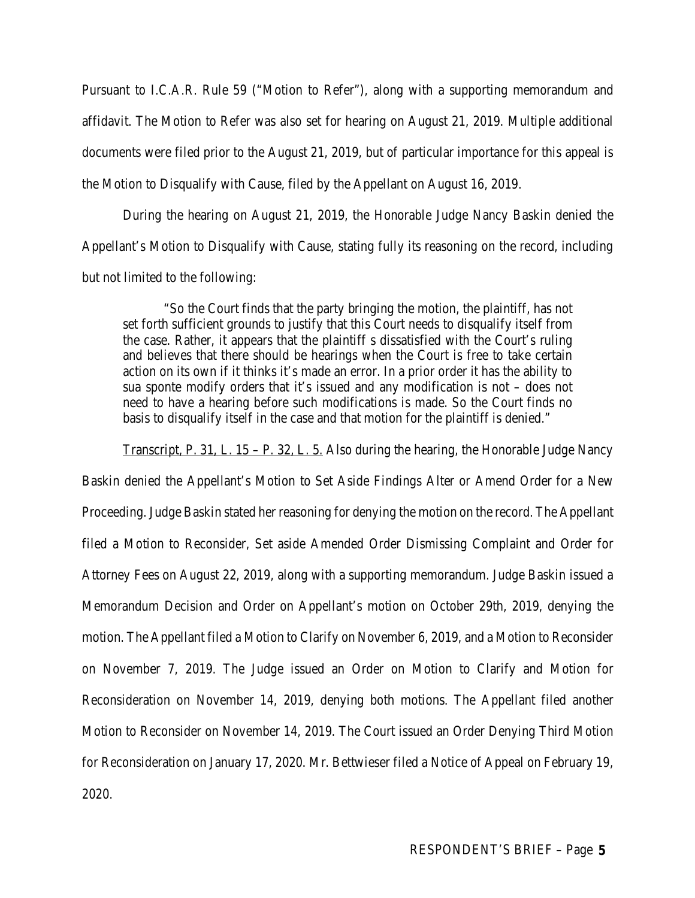Pursuant to I.C.A.R. Rule 59 ("Motion to Refer"), along with a supporting memorandum and affidavit. The Motion to Refer was also set for hearing on August 21, 2019. Multiple additional documents were filed prior to the August 21, 2019, but of particular importance for this appeal is the Motion to Disqualify with Cause, filed by the Appellant on August 16, 2019.

During the hearing on August 21, 2019, the Honorable Judge Nancy Baskin denied the Appellant's Motion to Disqualify with Cause, stating fully its reasoning on the record, including but not limited to the following:

> "So the Court finds that the party bringing the motion, the plaintiff, has not set forth sufficient grounds to justify that this Court needs to disqualify itself from the case. Rather, it appears that the plaintiff s dissatisfied with the Court's ruling and believes that there should be hearings when the Court is free to take certain action on its own if it thinks it's made an error. In a prior order it has the ability to sua sponte modify orders that it's issued and any modification is not – does not need to have a hearing before such modifications is made. So the Court finds no basis to disqualify itself in the case and that motion for the plaintiff is denied."

<u>Transcript, P. 31, L. 15 – P. 32, L. 5.</u> Also during the hearing, the Honorable Judge Nancy Baskin denied the Appellant's Motion to Set Aside Findings Alter or Amend Order for a New Proceeding. Judge Baskin stated her reasoning for denying the motion on the record. The Appellant filed a Motion to Reconsider, Set aside Amended Order Dismissing Complaint and Order for Attorney Fees on August 22, 2019, along with a supporting memorandum. Judge Baskin issued a Memorandum Decision and Order on Appellant's motion on October 29th, 2019, denying the motion. The Appellant filed a Motion to Clarify on November 6, 2019, and a Motion to Reconsider on November 7, 2019. The Judge issued an Order on Motion to Clarify and Motion for Reconsideration on November 14, 2019, denying both motions. The Appellant filed another Motion to Reconsider on November 14, 2019. The Court issued an Order Denying Third Motion for Reconsideration on January 17, 2020. Mr. Bettwieser filed a Notice of Appeal on February 19, 2020.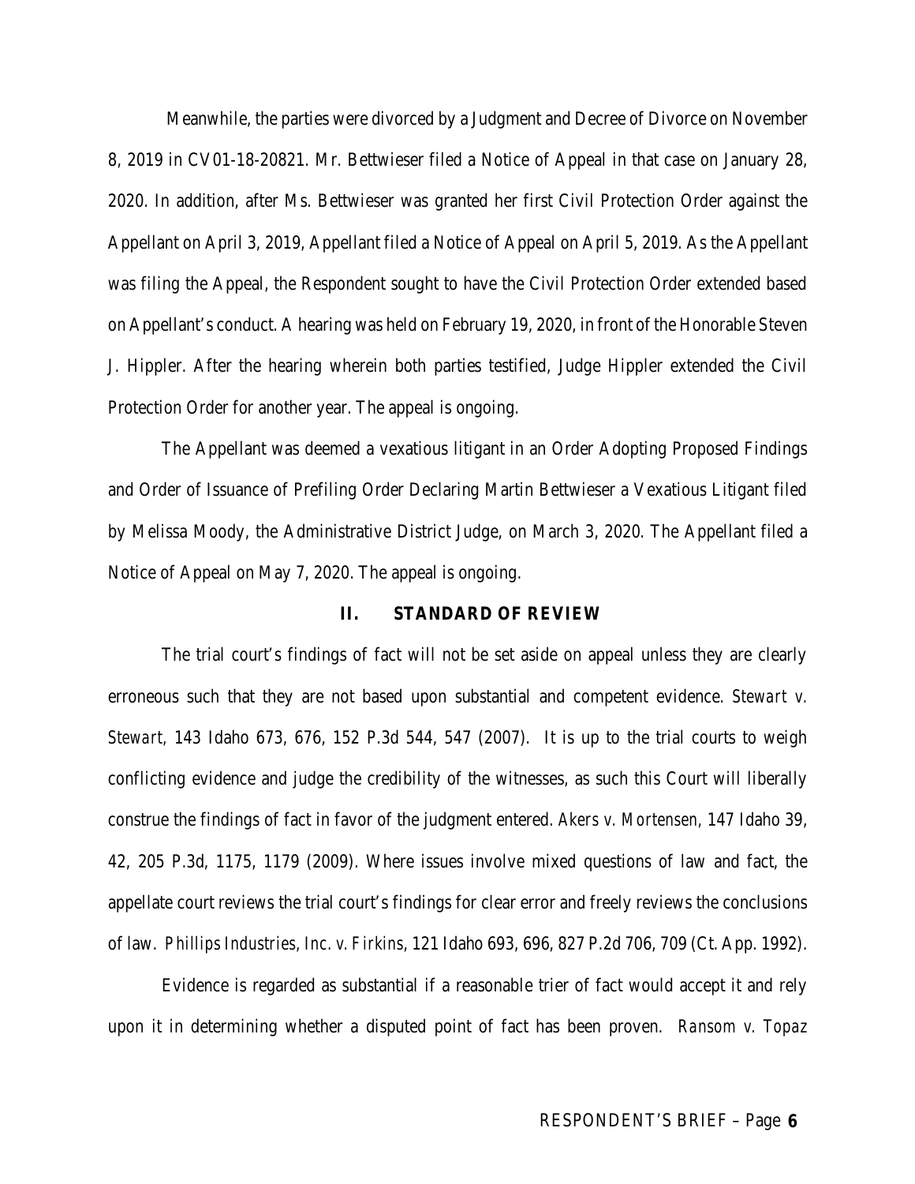Meanwhile, the parties were divorced by a Judgment and Decree of Divorce on November 8, 2019 in CV01-18-20821. Mr. Bettwieser filed a Notice of Appeal in that case on January 28, 2020. In addition, after Ms. Bettwieser was granted her first Civil Protection Order against the Appellant on April 3, 2019, Appellant filed a Notice of Appeal on April 5, 2019. As the Appellant was filing the Appeal, the Respondent sought to have the Civil Protection Order extended based on Appellant's conduct. A hearing was held on February 19, 2020, in front of the Honorable Steven J. Hippler. After the hearing wherein both parties testified, Judge Hippler extended the Civil Protection Order for another year. The appeal is ongoing.

The Appellant was deemed a vexatious litigant in an Order Adopting Proposed Findings and Order of Issuance of Prefiling Order Declaring Martin Bettwieser a Vexatious Litigant filed by Melissa Moody, the Administrative District Judge, on March 3, 2020. The Appellant filed a Notice of Appeal on May 7, 2020. The appeal is ongoing.

## II. STANDARD OF REVIEW

The trial court's findings of fact will not be set aside on appeal unless they are clearly erroneous such that they are not based upon substantial and competent evidence. *Stewart v. Stewart*, 143 Idaho 673, 676, 152 P.3d 544, 547 (2007). It is up to the trial courts to weigh conflicting evidence and judge the credibility of the witnesses, as such this Court will liberally construe the findings of fact in favor of the judgment entered. *Akers v. Mortensen*, 147 Idaho 39, 42, 205 P.3d, 1175, 1179 (2009). Where issues involve mixed questions of law and fact, the appellate court reviews the trial court's findings for clear error and freely reviews the conclusions of law. *Phillips Industries, Inc. v. Firkins*, 121 Idaho 693, 696, 827 P.2d 706, 709 (Ct. App. 1992).

Evidence is regarded as substantial if a reasonable trier of fact would accept it and rely upon it in determining whether a disputed point of fact has been proven. *Ransom v. Topaz*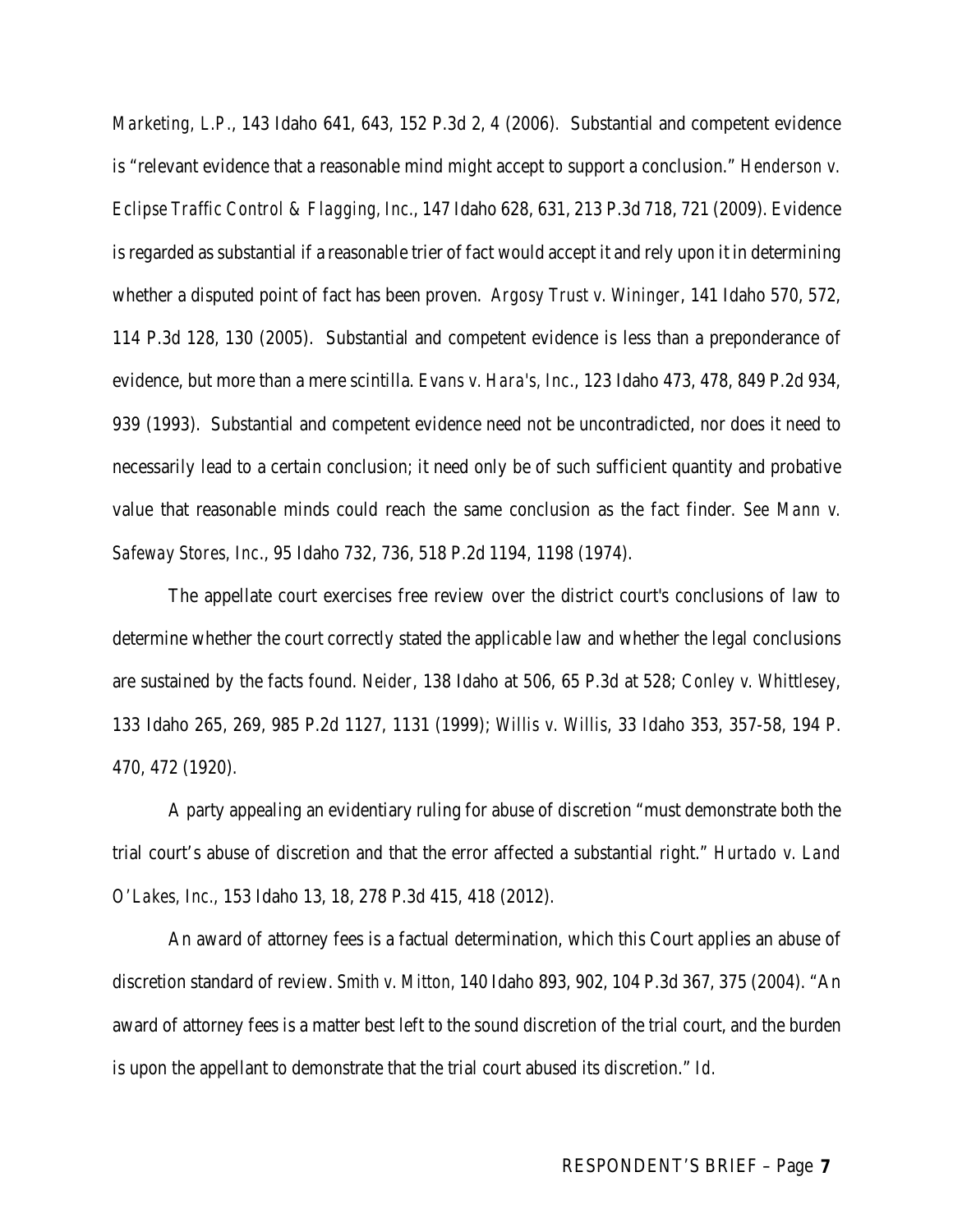*Marketing, L.P.*, 143 Idaho 641, 643, 152 P.3d 2, 4 (2006). Substantial and competent evidence is "relevant evidence that a reasonable mind might accept to support a conclusion." *Henderson v. Eclipse Traffic Control & Flagging, Inc.*, 147 Idaho 628, 631, 213 P.3d 718, 721 (2009). Evidence is regarded as substantial if a reasonable trier of fact would accept it and rely upon it in determining whether a disputed point of fact has been proven. *Argosy Trust v. Wininger*, 141 Idaho 570, 572, 114 P.3d 128, 130 (2005). Substantial and competent evidence is less than a preponderance of evidence, but more than a mere scintilla. *Evans v. Hara's, Inc.*, 123 Idaho 473, 478, 849 P.2d 934, 939 (1993). Substantial and competent evidence need not be uncontradicted, nor does it need to necessarily lead to a certain conclusion; it need only be of such sufficient quantity and probative value that reasonable minds could reach the same conclusion as the fact finder. *See Mann v. Safeway Stores, Inc.*, 95 Idaho 732, 736, 518 P.2d 1194, 1198 (1974).

The appellate court exercises free review over the district court's conclusions of law to determine whether the court correctly stated the applicable law and whether the legal conclusions are sustained by the facts found. *Neider*, 138 Idaho at 506, 65 P.3d at 528; *Conley v. Whittlesey*, 133 Idaho 265, 269, 985 P.2d 1127, 1131 (1999); *Willis v. Willis*, 33 Idaho 353, 357-58, 194 P. 470, 472 (1920).

A party appealing an evidentiary ruling for abuse of discretion "must demonstrate both the trial court's abuse of discretion and that the error affected a substantial right." *Hurtado v. Land O'Lakes, Inc.*, 153 Idaho 13, 18, 278 P.3d 415, 418 (2012).

An award of attorney fees is a factual determination, which this Court applies an abuse of discretion standard of review. *Smith v. Mitton*, 140 Idaho 893, 902, 104 P.3d 367, 375 (2004). "An award of attorney fees is a matter best left to the sound discretion of the trial court, and the burden is upon the appellant to demonstrate that the trial court abused its discretion." *Id.*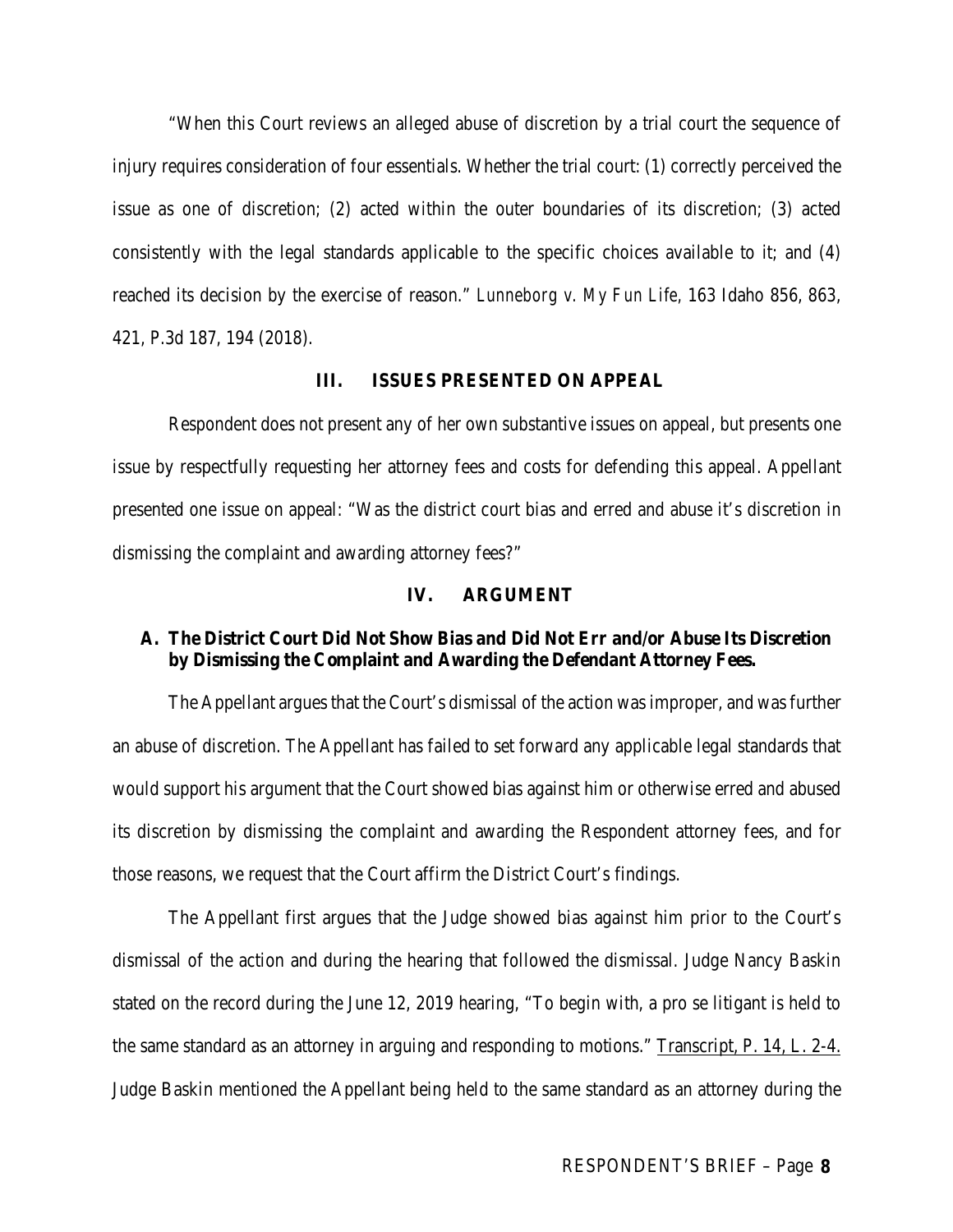"When this Court reviews an alleged abuse of discretion by a trial court the sequence of injury requires consideration of four essentials. Whether the trial court: (1) correctly perceived the issue as one of discretion; (2) acted within the outer boundaries of its discretion; (3) acted consistently with the legal standards applicable to the specific choices available to it; and (4) reached its decision by the exercise of reason." *Lunneborg v. My Fun Life*, 163 Idaho 856, 863, 421, P.3d 187, 194 (2018).

## III. ISSUES PRESENTED ON APPEAL

Respondent does not present any of her own substantive issues on appeal, but presents one issue by respectfully requesting her attorney fees and costs for defending this appeal. Appellant presented one issue on appeal: "Was the district court bias and erred and abuse it's discretion in dismissing the complaint and awarding attorney fees?"

## IV. ARGUMENT

### A. The District Court Did Not Show Bias and Did Not Err and/or Abuse Its Discretion by Dismissing the Complaint and Awarding the Defendant Attorney Fees.

The Appellant argues that the Court's dismissal of the action was improper, and was further an abuse of discretion. The Appellant has failed to set forward any applicable legal standards that would support his argument that the Court showed bias against him or otherwise erred and abused its discretion by dismissing the complaint and awarding the Respondent attorney fees, and for those reasons, we request that the Court affirm the District Court's findings.

The Appellant first argues that the Judge showed bias against him prior to the Court's dismissal of the action and during the hearing that followed the dismissal. Judge Nancy Baskin stated on the record during the June 12, 2019 hearing, "To begin with, a pro se litigant is held to the same standard as an attorney in arguing and responding to motions." Transcript, P. 14, L. 2-4. Judge Baskin mentioned the Appellant being held to the same standard as an attorney during the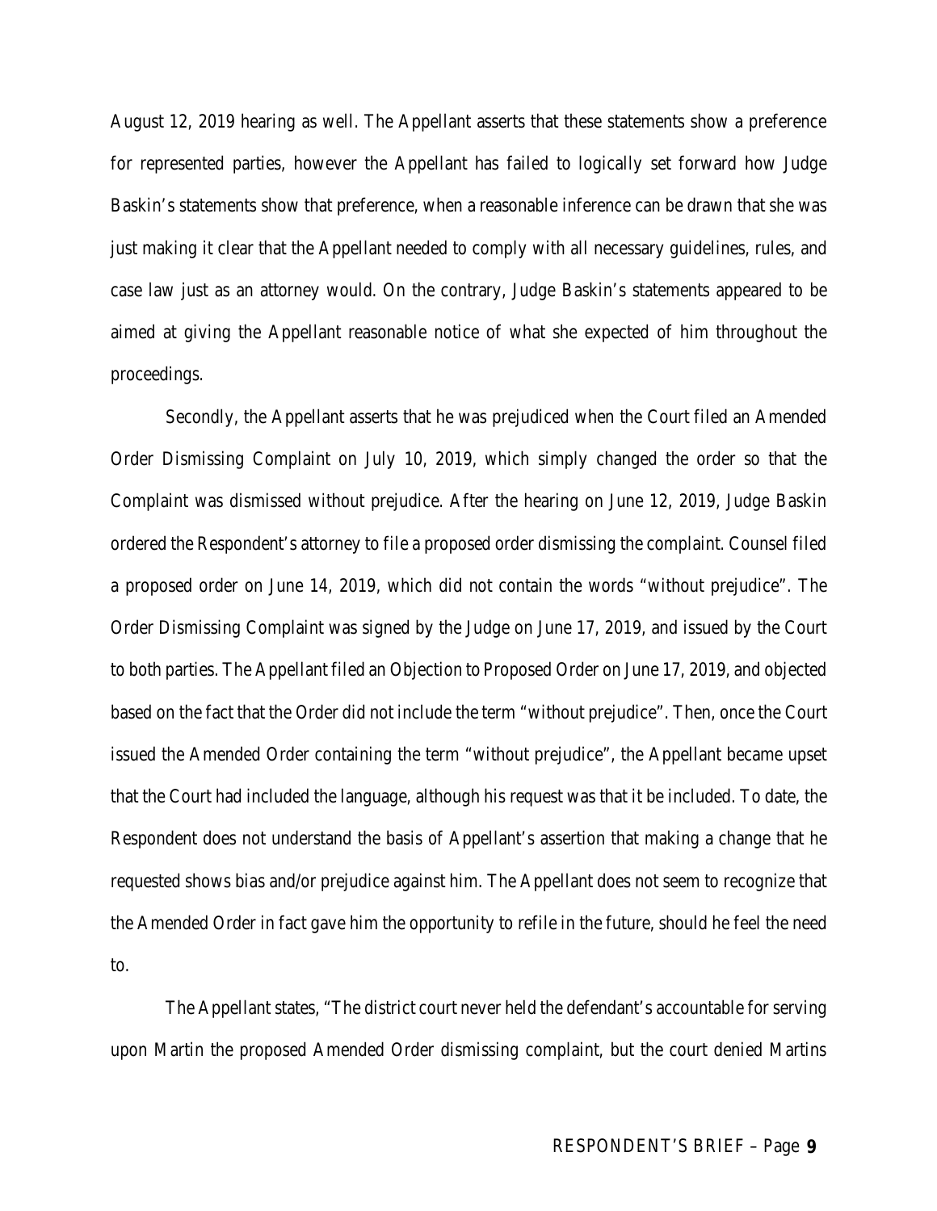August 12, 2019 hearing as well. The Appellant asserts that these statements show a preference for represented parties, however the Appellant has failed to logically set forward how Judge Baskin's statements show that preference, when a reasonable inference can be drawn that she was just making it clear that the Appellant needed to comply with all necessary guidelines, rules, and case law just as an attorney would. On the contrary, Judge Baskin's statements appeared to be aimed at giving the Appellant reasonable notice of what she expected of him throughout the proceedings.

Secondly, the Appellant asserts that he was prejudiced when the Court filed an Amended Order Dismissing Complaint on July 10, 2019, which simply changed the order so that the Complaint was dismissed without prejudice. After the hearing on June 12, 2019, Judge Baskin ordered the Respondent's attorney to file a proposed order dismissing the complaint. Counsel filed a proposed order on June 14, 2019, which did not contain the words "without prejudice". The Order Dismissing Complaint was signed by the Judge on June 17, 2019, and issued by the Court to both parties. The Appellant filed an Objection to Proposed Order on June 17, 2019, and objected based on the fact that the Order did not include the term "without prejudice". Then, once the Court issued the Amended Order containing the term "without prejudice", the Appellant became upset that the Court had included the language, although his request was that it be included. To date, the Respondent does not understand the basis of Appellant's assertion that making a change that he requested shows bias and/or prejudice against him. The Appellant does not seem to recognize that the Amended Order in fact gave him the opportunity to refile in the future, should he feel the need to.

The Appellant states, "The district court never held the defendant's accountable for serving upon Martin the proposed Amended Order dismissing complaint, but the court denied Martins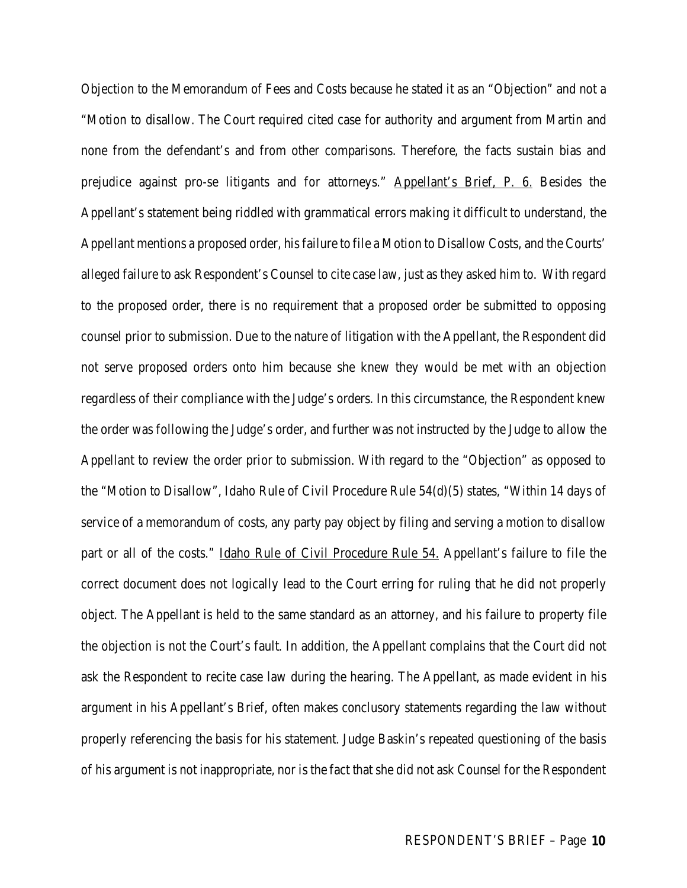Objection to the Memorandum of Fees and Costs because he stated it as an "Objection" and not a "Motion to disallow. The Court required cited case for authority and argument from Martin and none from the defendant's and from other comparisons. Therefore, the facts sustain bias and prejudice against pro-se litigants and for attorneys." Appellant's Brief, P. 6. Besides the Appellant's statement being riddled with grammatical errors making it difficult to understand, the Appellant mentions a proposed order, his failure to file a Motion to Disallow Costs, and the Courts' alleged failure to ask Respondent's Counsel to cite case law, just as they asked him to. With regard to the proposed order, there is no requirement that a proposed order be submitted to opposing counsel prior to submission. Due to the nature of litigation with the Appellant, the Respondent did not serve proposed orders onto him because she knew they would be met with an objection regardless of their compliance with the Judge's orders. In this circumstance, the Respondent knew the order was following the Judge's order, and further was not instructed by the Judge to allow the Appellant to review the order prior to submission. With regard to the "Objection" as opposed to the "Motion to Disallow", Idaho Rule of Civil Procedure Rule 54(d)(5) states, "Within 14 days of service of a memorandum of costs, any party pay object by filing and serving a motion to disallow part or all of the costs." Idaho Rule of Civil Procedure Rule 54. Appellant's failure to file the correct document does not logically lead to the Court erring for ruling that he did not properly object. The Appellant is held to the same standard as an attorney, and his failure to property file the objection is not the Court's fault. In addition, the Appellant complains that the Court did not ask the Respondent to recite case law during the hearing. The Appellant, as made evident in his argument in his Appellant's Brief, often makes conclusory statements regarding the law without properly referencing the basis for his statement. Judge Baskin's repeated questioning of the basis of his argument is not inappropriate, nor is the fact that she did not ask Counsel for the Respondent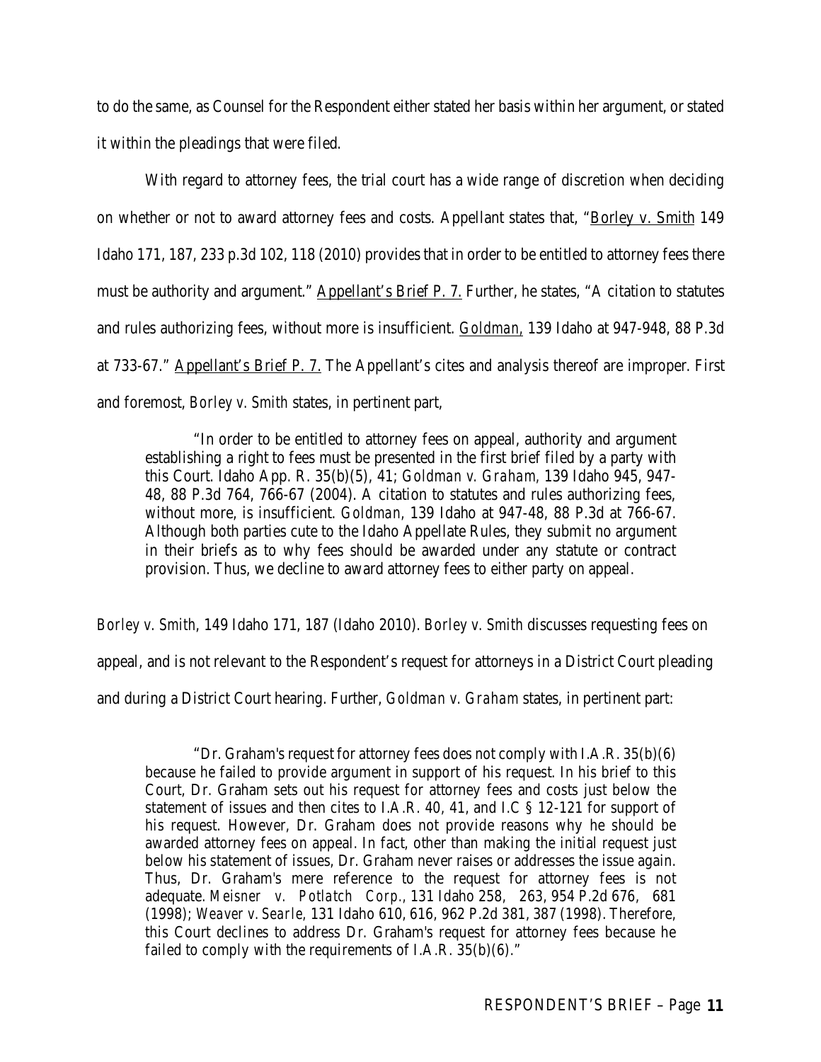to do the same, as Counsel for the Respondent either stated her basis within her argument, or stated it within the pleadings that were filed.

With regard to attorney fees, the trial court has a wide range of discretion when deciding on whether or not to award attorney fees and costs. Appellant states that, "Borley v. Smith 149 Idaho 171, 187, 233 p.3d 102, 118 (2010) provides that in order to be entitled to attorney fees there must be authority and argument." Appellant's Brief P. 7. Further, he states, "A citation to statutes and rules authorizing fees, without more is insufficient. *Goldman*, 139 Idaho at 947-948, 88 P.3d at 733-67." Appellant's Brief P. 7. The Appellant's cites and analysis thereof are improper. First and foremost, *Borley v. Smith* states, in pertinent part,

> "In order to be entitled to attorney fees on appeal, authority and argument establishing a right to fees must be presented in the first brief filed by a party with this Court. Idaho App. R. 35(b)(5), 41; *Goldman v. Graham*, 139 Idaho 945, 947-48, 88 P.3d 764, 766-67 (2004). A citation to statutes and rules authorizing fees, without more, is insufficient. *Goldman*, 139 Idaho at 947-48, 88 P.3d at 766-67. Although both parties cute to the Idaho Appellate Rules, they submit no argument in their briefs as to why fees should be awarded under any statute or contract provision. Thus, we decline to award attorney fees to either party on appeal.

*Borley v. Smith*, 149 Idaho 171, 187 (Idaho 2010). *Borley v. Smith* discusses requesting fees on appeal, and is not relevant to the Respondent's request for attorneys in a District Court pleading and during a District Court hearing. Further, *Goldman v. Graham* states, in pertinent part:

> "Dr. Graham's request for attorney fees does not comply with I.A.R. 35(b)(6) because he failed to provide argument in support of his request. In his brief to this Court, Dr. Graham sets out his request for attorney fees and costs just below the statement of issues and then cites to I.A.R. 40, 41, and I.C § 12-121 for support of his request. However, Dr. Graham does not provide reasons why he should be awarded attorney fees on appeal. In fact, other than making the initial request just below his statement of issues, Dr. Graham never raises or addresses the issue again. Thus, Dr. Graham's mere reference to the request for attorney fees is not adequate. *Meisner v. Potlatch Corp.*, 131 Idaho 258, 263, 954 P.2d 676, 681 (1998); *Weaver v. Searle*, 131 Idaho 610, 616, 962 P.2d 381, 387 (1998). Therefore, this Court declines to address Dr. Graham's request for attorney fees because he failed to comply with the requirements of I.A.R. 35(b)(6)."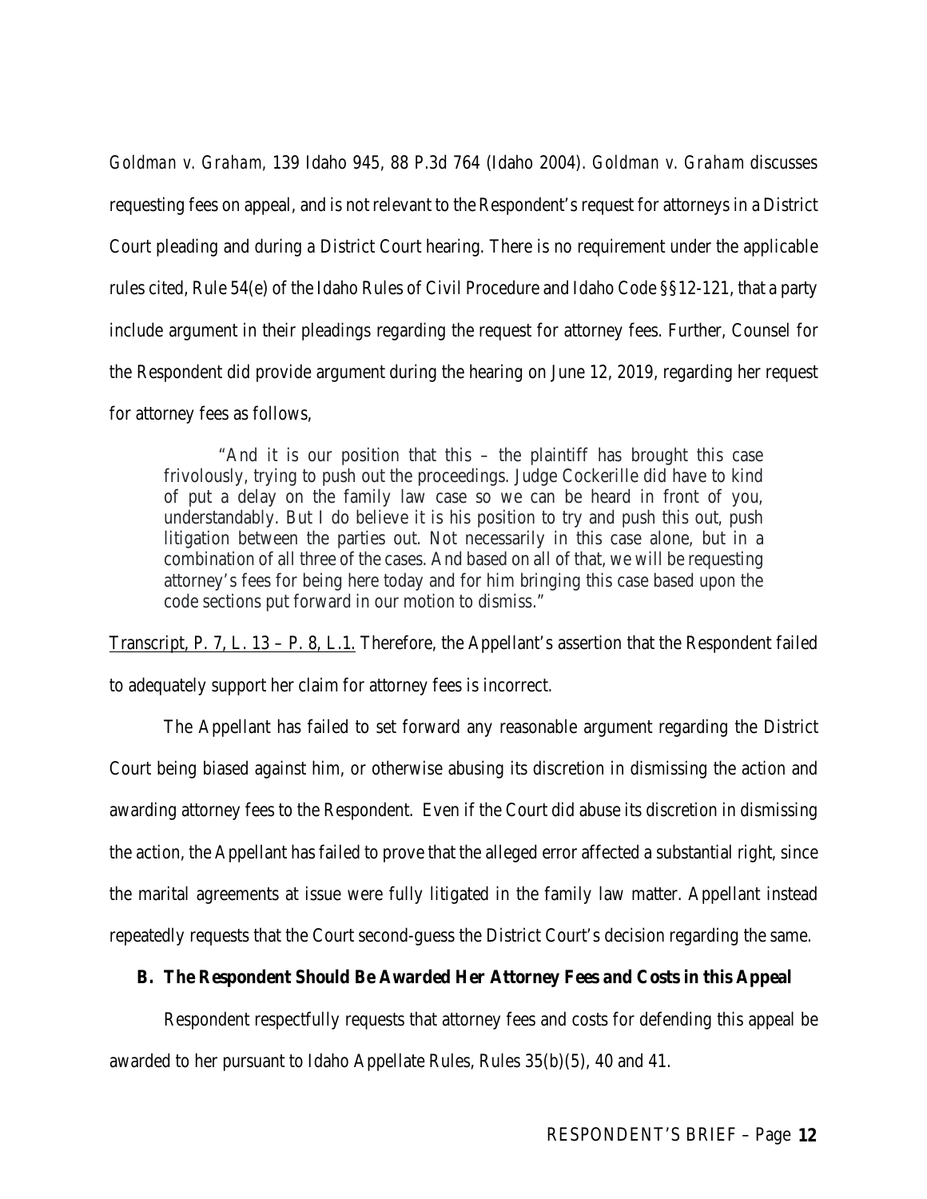*Goldman v. Graham*, 139 Idaho 945, 88 P.3d 764 (Idaho 2004). *Goldman v. Graham* discusses requesting fees on appeal, and is not relevant to the Respondent's request for attorneys in a District Court pleading and during a District Court hearing. There is no requirement under the applicable rules cited, Rule 54(e) of the Idaho Rules of Civil Procedure and Idaho Code §§12-121, that a party include argument in their pleadings regarding the request for attorney fees. Further, Counsel for the Respondent did provide argument during the hearing on June 12, 2019, regarding her request for attorney fees as follows,

> "And it is our position that this – the plaintiff has brought this case frivolously, trying to push out the proceedings. Judge Cockerille did have to kind of put a delay on the family law case so we can be heard in front of you, understandably. But I do believe it is his position to try and push this out, push litigation between the parties out. Not necessarily in this case alone, but in a combination of all three of the cases. And based on all of that, we will be requesting attorney's fees for being here today and for him bringing this case based upon the code sections put forward in our motion to dismiss."

<u>Transcript, P. 7, L. 13 – P. 8, L.1.</u> Therefore, the Appellant's assertion that the Respondent failed to adequately support her claim for attorney fees is incorrect.

The Appellant has failed to set forward any reasonable argument regarding the District Court being biased against him, or otherwise abusing its discretion in dismissing the action and awarding attorney fees to the Respondent. Even if the Court did abuse its discretion in dismissing the action, the Appellant has failed to prove that the alleged error affected a substantial right, since the marital agreements at issue were fully litigated in the family law matter. Appellant instead repeatedly requests that the Court second-guess the District Court's decision regarding the same.

**B. The Respondent Should Be Awarded Her Attorney Fees and Costs in this Appeal**

Respondent respectfully requests that attorney fees and costs for defending this appeal be awarded to her pursuant to Idaho Appellate Rules, Rules 35(b)(5), 40 and 41.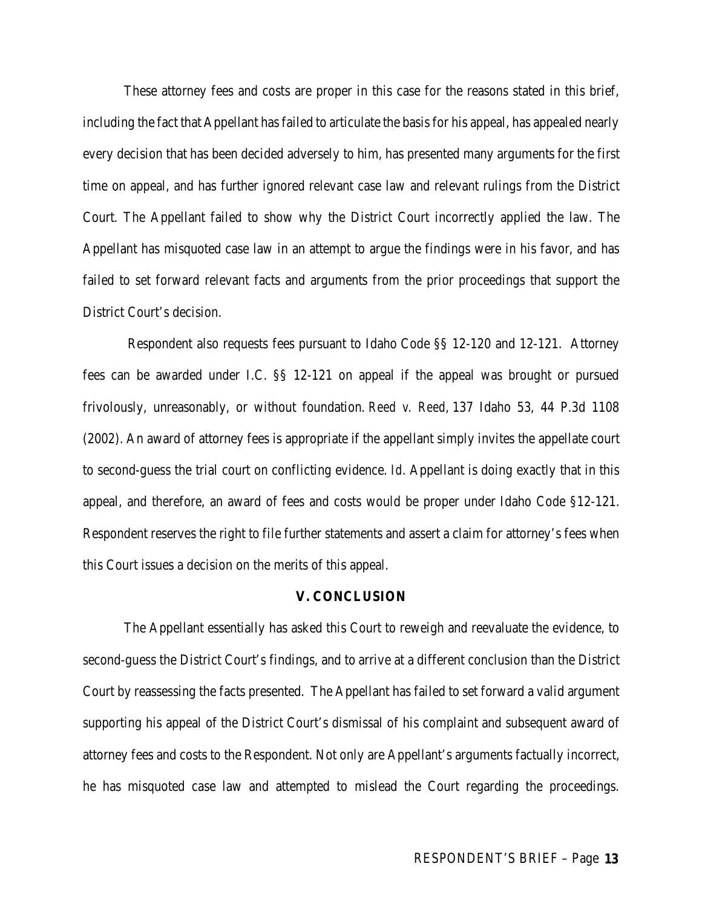These attorney fees and costs are proper in this case for the reasons stated in this brief, including the fact that Appellant has failed to articulate the basis for his appeal, has appealed nearly every decision that has been decided adversely to him, has presented many arguments for the first time on appeal, and has further ignored relevant case law and relevant rulings from the District Court. The Appellant failed to show why the District Court incorrectly applied the law. The Appellant has misquoted case law in an attempt to argue the findings were in his favor, and has failed to set forward relevant facts and arguments from the prior proceedings that support the District Court's decision.

Respondent also requests fees pursuant to Idaho Code §§ 12-120 and 12-121. Attorney fees can be awarded under I.C. §§ 12-121 on appeal if the appeal was brought or pursued frivolously, unreasonably, or without foundation. *Reed v. Reed*, 137 Idaho 53, 44 P.3d 1108 (2002). An award of attorney fees is appropriate if the appellant simply invites the appellate court to second-guess the trial court on conflicting evidence. *Id.* Appellant is doing exactly that in this appeal, and therefore, an award of fees and costs would be proper under Idaho Code §12-121. Respondent reserves the right to file further statements and assert a claim for attorney's fees when this Court issues a decision on the merits of this appeal.

## V. CONCLUSION

The Appellant essentially has asked this Court to reweigh and reevaluate the evidence, to second-guess the District Court's findings, and to arrive at a different conclusion than the District Court by reassessing the facts presented. The Appellant has failed to set forward a valid argument supporting his appeal of the District Court's dismissal of his complaint and subsequent award of attorney fees and costs to the Respondent. Not only are Appellant's arguments factually incorrect, he has misquoted case law and attempted to mislead the Court regarding the proceedings.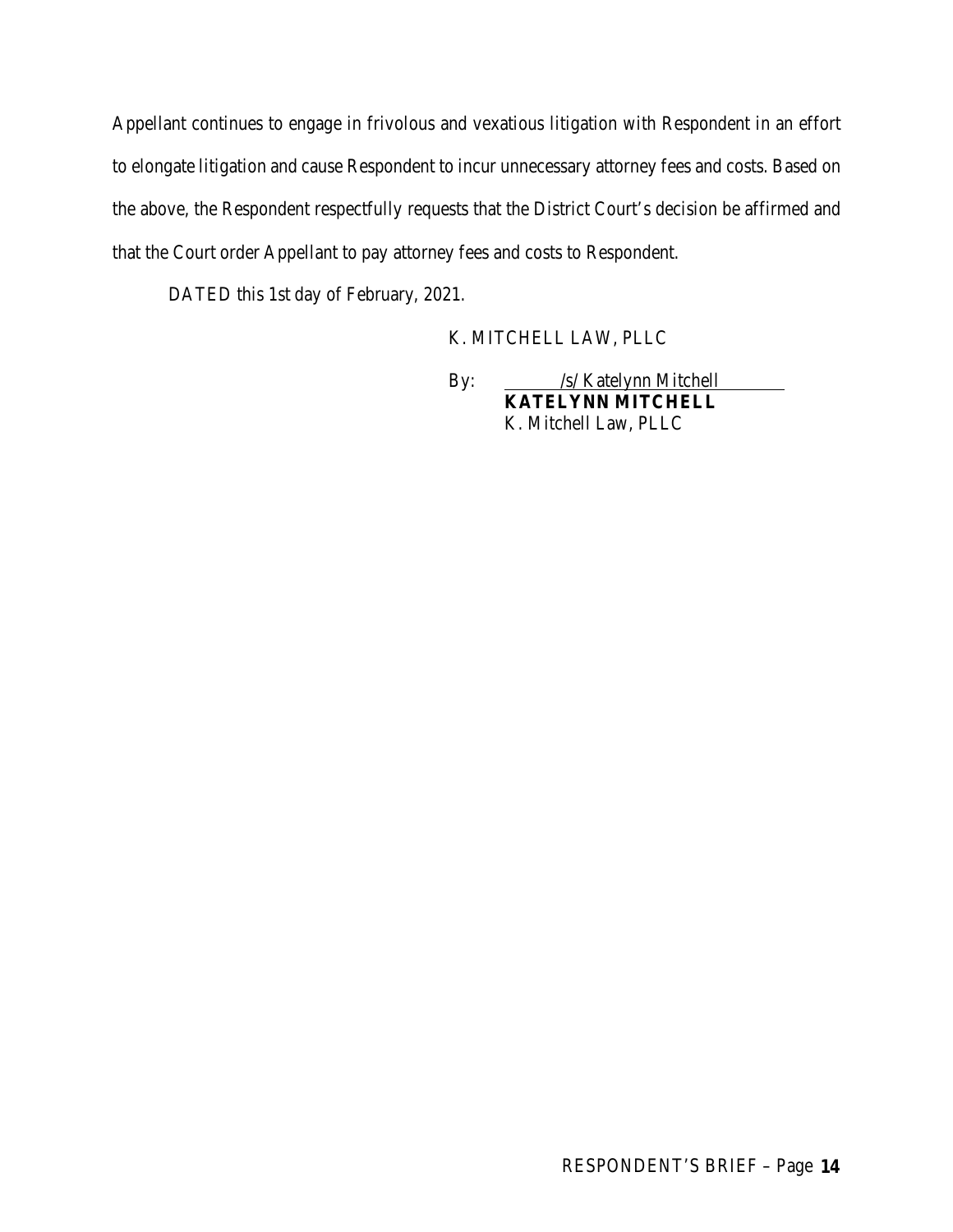Appellant continues to engage in frivolous and vexatious litigation with Respondent in an effort to elongate litigation and cause Respondent to incur unnecessary attorney fees and costs. Based on the above, the Respondent respectfully requests that the District Court's decision be affirmed and that the Court order Appellant to pay attorney fees and costs to Respondent.

DATED this 1st day of February, 2021.

K. MITCHELL LAW, PLLC

By: /s/ Katelynn Mitchell
**KATELYNN MITCHELL**
K. Mitchell Law, PLLC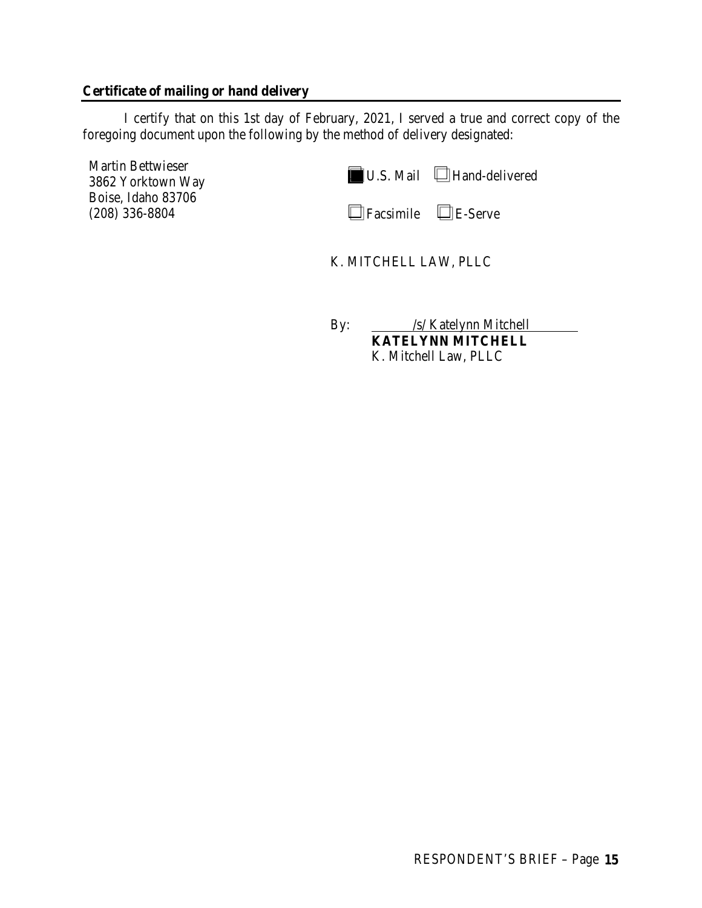**Certificate of mailing or hand delivery**

I certify that on this 1st day of February, 2021, I served a true and correct copy of the foregoing document upon the following by the method of delivery designated:

Martin Bettwieser
3862 Yorktown Way
Boise, Idaho 83706
(208) 336-8804

☒ U.S. Mail ☐ Hand-delivered

☐ Facsimile ☐ E-Serve

K. MITCHELL LAW, PLLC

By: /s/ Katelynn Mitchell
**KATELYNN MITCHELL**
K. Mitchell Law, PLLC